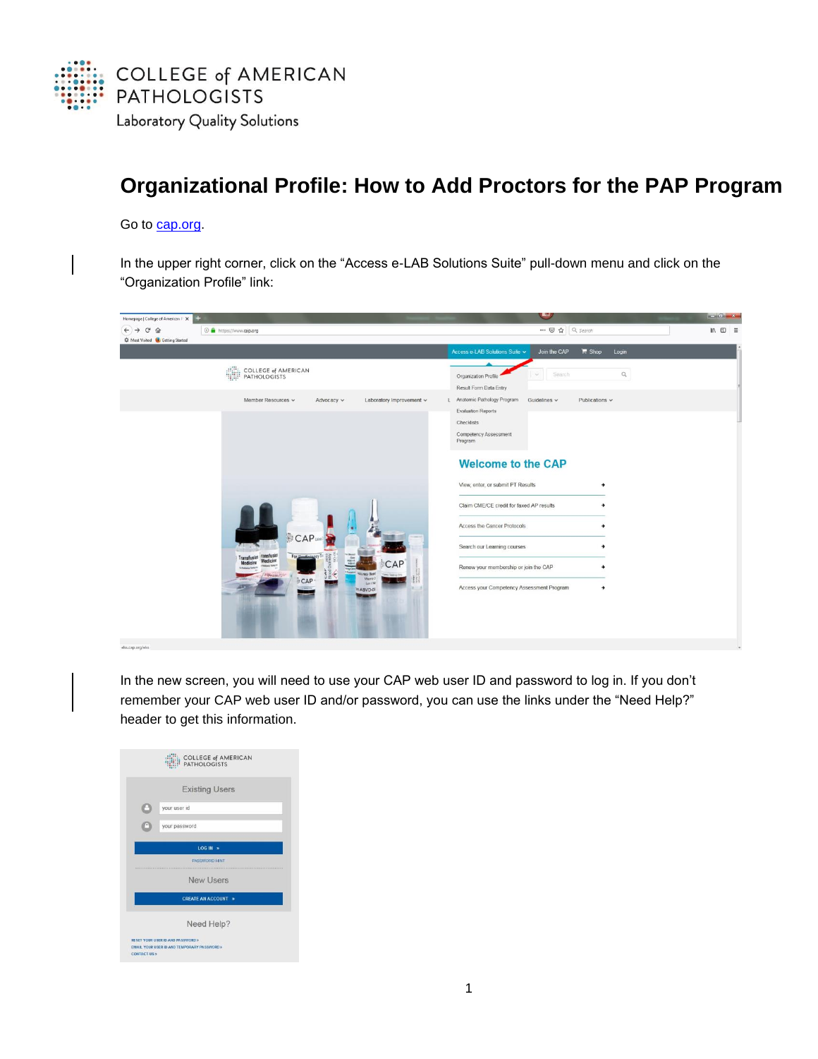COLLEGE of AMERICAN PATHOLOGISTS

Laboratory Quality Solutions

# Organizational Profile: How to Add Proctors for the PAP Program

Go to cap.org.

In the upper right corner, click on the “Access e-LAB Solutions Suite” pull-down menu and click on the “Organization Profile” link:

In the new screen, you will need to use your CAP web user ID and password to log in. If you don’t remember your CAP web user ID and/or password, you can use the links under the “Need Help?” header to get this information.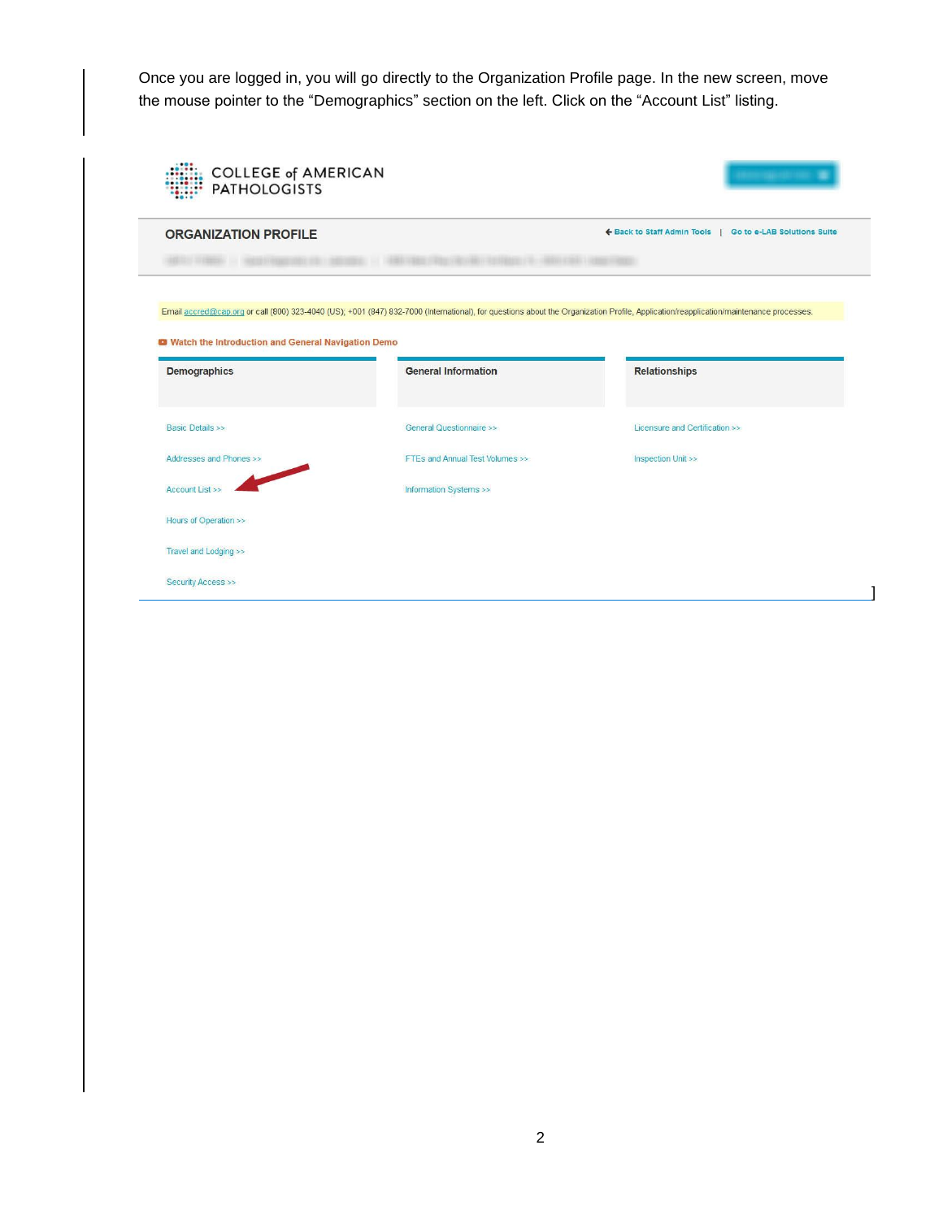Once you are logged in, you will go directly to the Organization Profile page. In the new screen, move the mouse pointer to the "Demographics" section on the left. Click on the "Account List" listing.

COLLEGE of AMERICAN PATHOLOGISTS

ORGANIZATION PROFILE

← Back to Staff Admin Tools | Go to e-LAB Solutions Suite

Email accred@cap.org or call (800) 323-4040 (US); +001 (847) 832-7000 (International), for questions about the Organization Profile, Application/reapplication/maintenance processes.

Watch the Introduction and General Navigation Demo

| Demographics | General Information | Relationships |
| --- | --- | --- |
| Basic Details >> | General Questionnaire >> | Licensure and Certification >> |
| Addresses and Phones >> | FTEs and Annual Test Volumes >> | Inspection Unit >> |
| Account List >> | Information Systems >> | |
| Hours of Operation >> | | |
| Travel and Lodging >> | | |
| Security Access >> | | |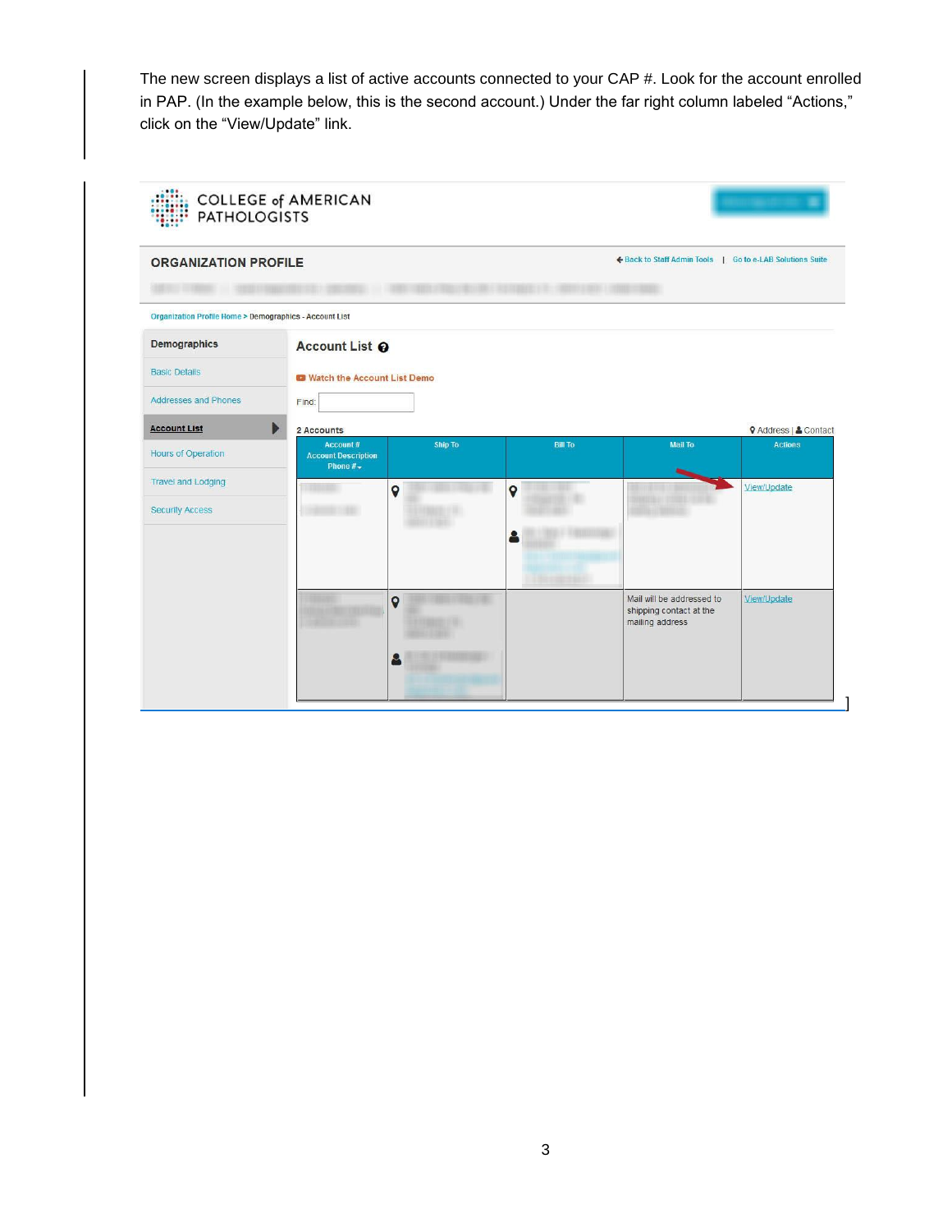The new screen displays a list of active accounts connected to your CAP #. Look for the account enrolled in PAP. (In the example below, this is the second account.) Under the far right column labeled "Actions," click on the "View/Update" link.

COLLEGE of AMERICAN PATHOLOGISTS

ORGANIZATION PROFILE

Back to Staff Admin Tools | Go to e-LAB Solutions Suite

Organization Profile Home > Demographics - Account List

- Demographics
- Basic Details
- Addresses and Phones
- Account List
- Hours of Operation
- Travel and Lodging
- Security Access

Account List

Watch the Account List Demo

Find:

2 Accounts

Address | Contact

| Account # Account Description Phone # | Ship To | Bill To | Mail To | Actions |
|---|---|---|---|---|
| | | | | View/Update |
| | | | Mail will be addressed to shipping contact at the mailing address | View/Update |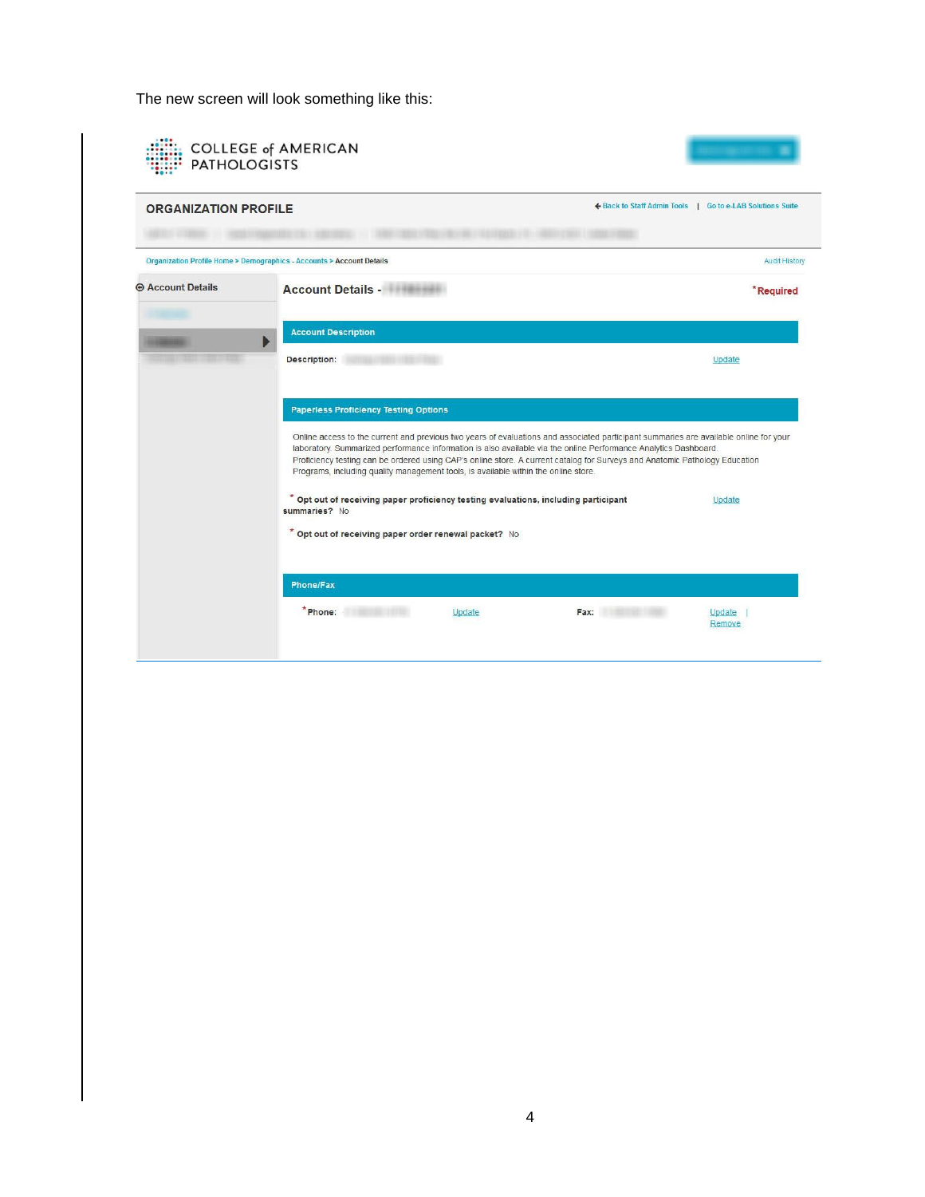The new screen will look something like this:

COLLEGE of AMERICAN PATHOLOGISTS

**ORGANIZATION PROFILE**

Back to Staff Admin Tools | Go to e-LAB Solutions Suite

Organization Profile Home > Demographics - Accounts > Account Details

Audit History

Account Details

## Account Details -

*Required

**Account Description**

**Description:** Update

**Paperless Proficiency Testing Options**

Online access to the current and previous two years of evaluations and associated participant summaries are available online for your laboratory. Summarized performance information is also available via the online Performance Analytics Dashboard. Proficiency testing can be ordered using CAP's online store. A current catalog for Surveys and Anatomic Pathology Education Programs, including quality management tools, is available within the online store.

* **Opt out of receiving paper proficiency testing evaluations, including participant summaries?** No — Update

* **Opt out of receiving paper order renewal packet?** No

**Phone/Fax**

* **Phone:** Update — **Fax:** Update | Remove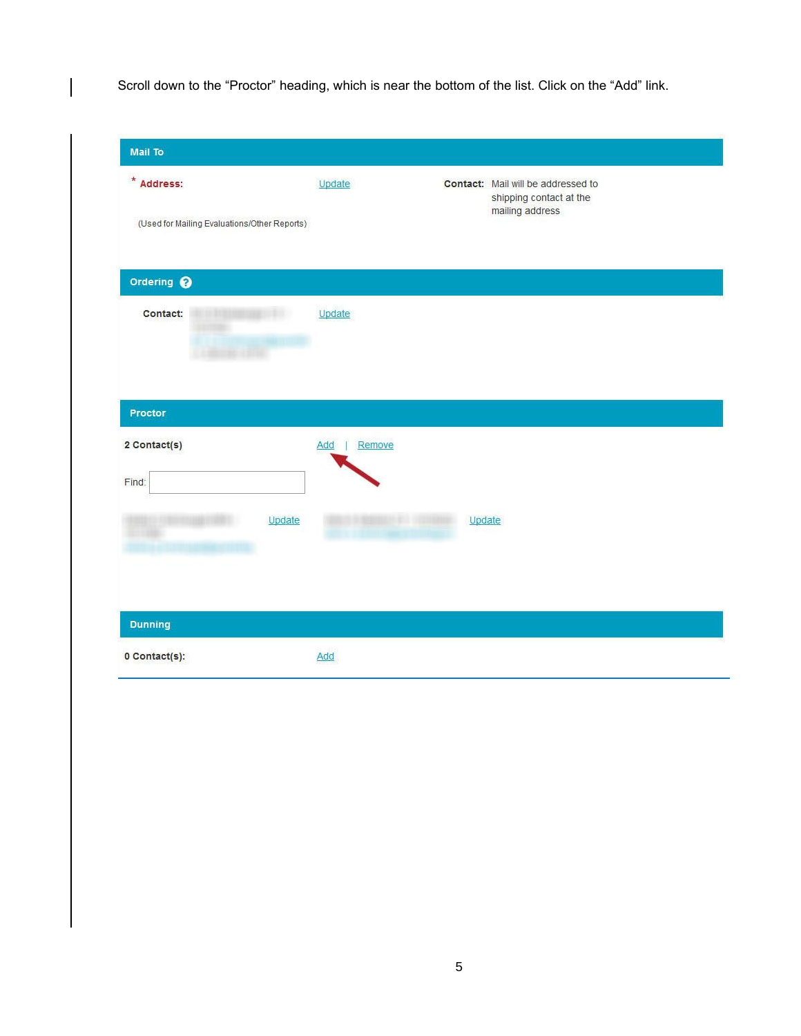Scroll down to the "Proctor" heading, which is near the bottom of the list. Click on the "Add" link.

**Mail To**

\* **Address:** Update

(Used for Mailing Evaluations/Other Reports)

**Contact:** Mail will be addressed to shipping contact at the mailing address

**Ordering**

**Contact:** Update

**Proctor**

**2 Contact(s)** Add | Remove

Find:

Update Update

**Dunning**

**0 Contact(s):** Add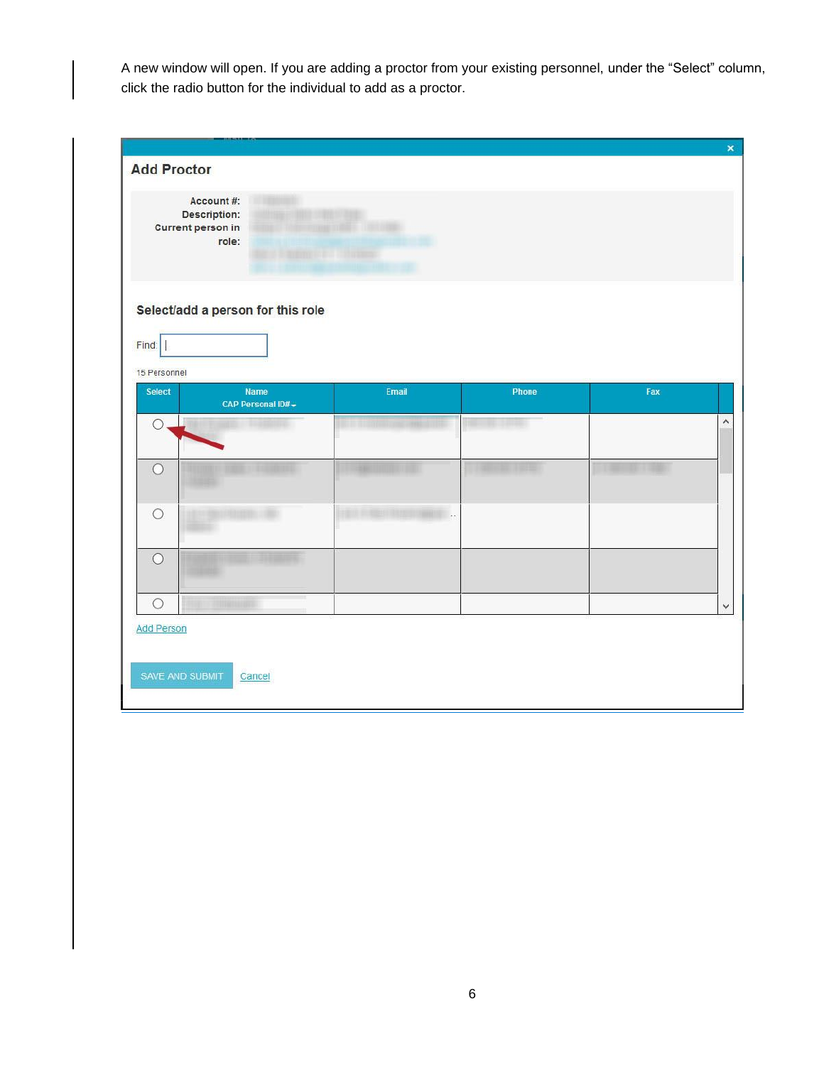A new window will open. If you are adding a proctor from your existing personnel, under the “Select” column, click the radio button for the individual to add as a proctor.

**Add Proctor**

Account #:
Description:
Current person in role:

**Select/add a person for this role**

Find:

15 Personnel

| Select | Name CAP Personal ID# | Email | Phone | Fax |
|---|---|---|---|---|
| ○ | | | | |
| ○ | | | | |
| ○ | | | | |
| ○ | | | | |
| ○ | | | | |

Add Person

SAVE AND SUBMIT   Cancel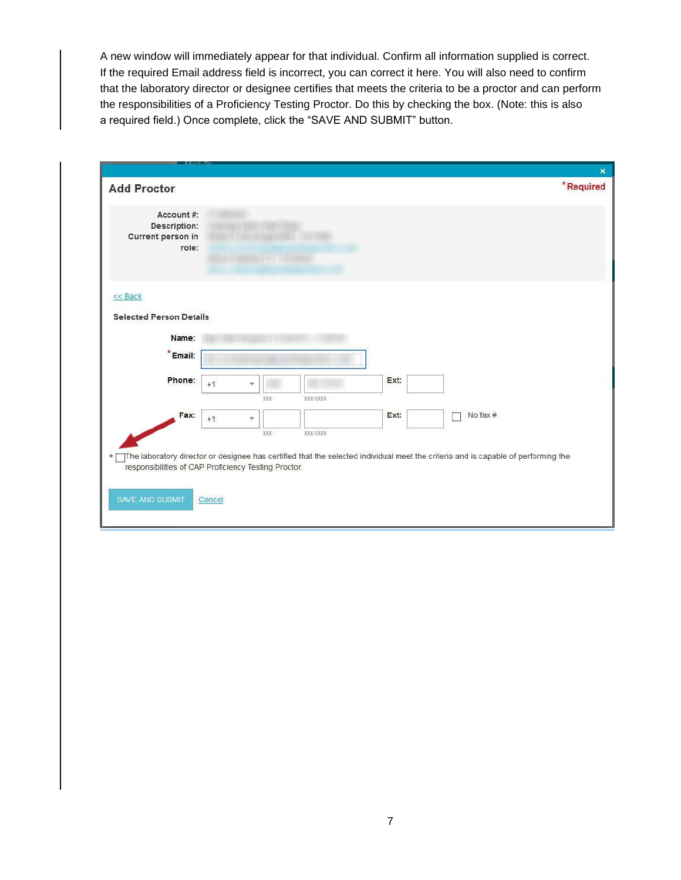A new window will immediately appear for that individual. Confirm all information supplied is correct. If the required Email address field is incorrect, you can correct it here. You will also need to confirm that the laboratory director or designee certifies that meets the criteria to be a proctor and can perform the responsibilities of a Proficiency Testing Proctor. Do this by checking the box. (Note: this is also a required field.) Once complete, click the "SAVE AND SUBMIT" button.

**Add Proctor** *Required

Account #:
Description:
Current person in role:

<< Back

**Selected Person Details**

Name:
*Email:
Phone: +1 XXX XXX-XXXX Ext:
Fax: +1 XXX XXX-XXXX Ext: No fax #

* The laboratory director or designee has certified that the selected individual meet the criteria and is capable of performing the responsibilities of CAP Proficiency Testing Proctor.

SAVE AND SUBMIT Cancel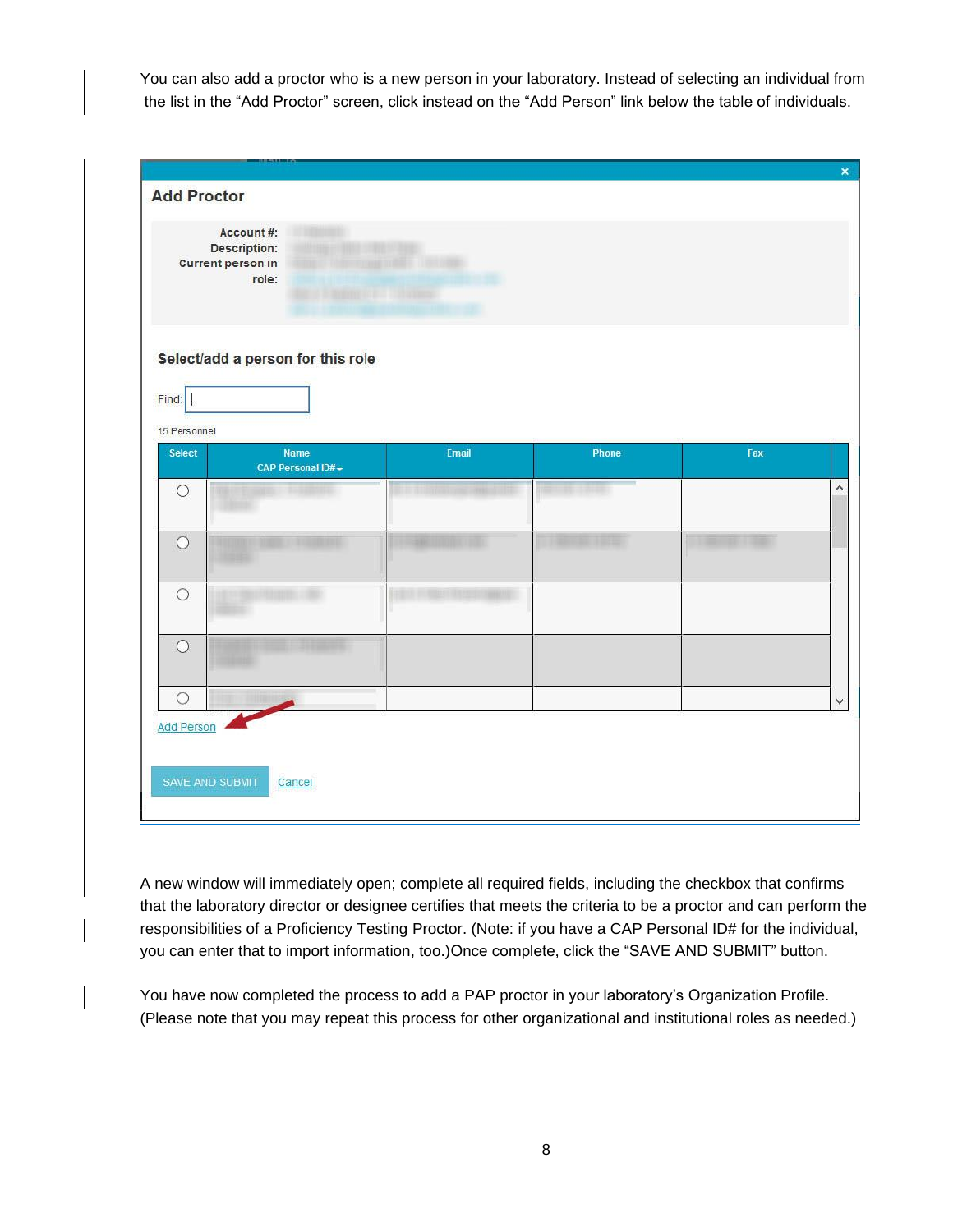You can also add a proctor who is a new person in your laboratory. Instead of selecting an individual from the list in the “Add Proctor” screen, click instead on the “Add Person” link below the table of individuals.

Add Proctor

Account #:
Description:
Current person in role:

Select/add a person for this role

Find:

15 Personnel

| Select | Name CAP Personal ID# | Email | Phone | Fax |
|---|---|---|---|---|
| | | | | |
| | | | | |
| | | | | |
| | | | | |
| | | | | |

Add Person

SAVE AND SUBMIT Cancel

A new window will immediately open; complete all required fields, including the checkbox that confirms that the laboratory director or designee certifies that meets the criteria to be a proctor and can perform the responsibilities of a Proficiency Testing Proctor. (Note: if you have a CAP Personal ID# for the individual, you can enter that to import information, too.)Once complete, click the “SAVE AND SUBMIT” button.

You have now completed the process to add a PAP proctor in your laboratory’s Organization Profile. (Please note that you may repeat this process for other organizational and institutional roles as needed.)